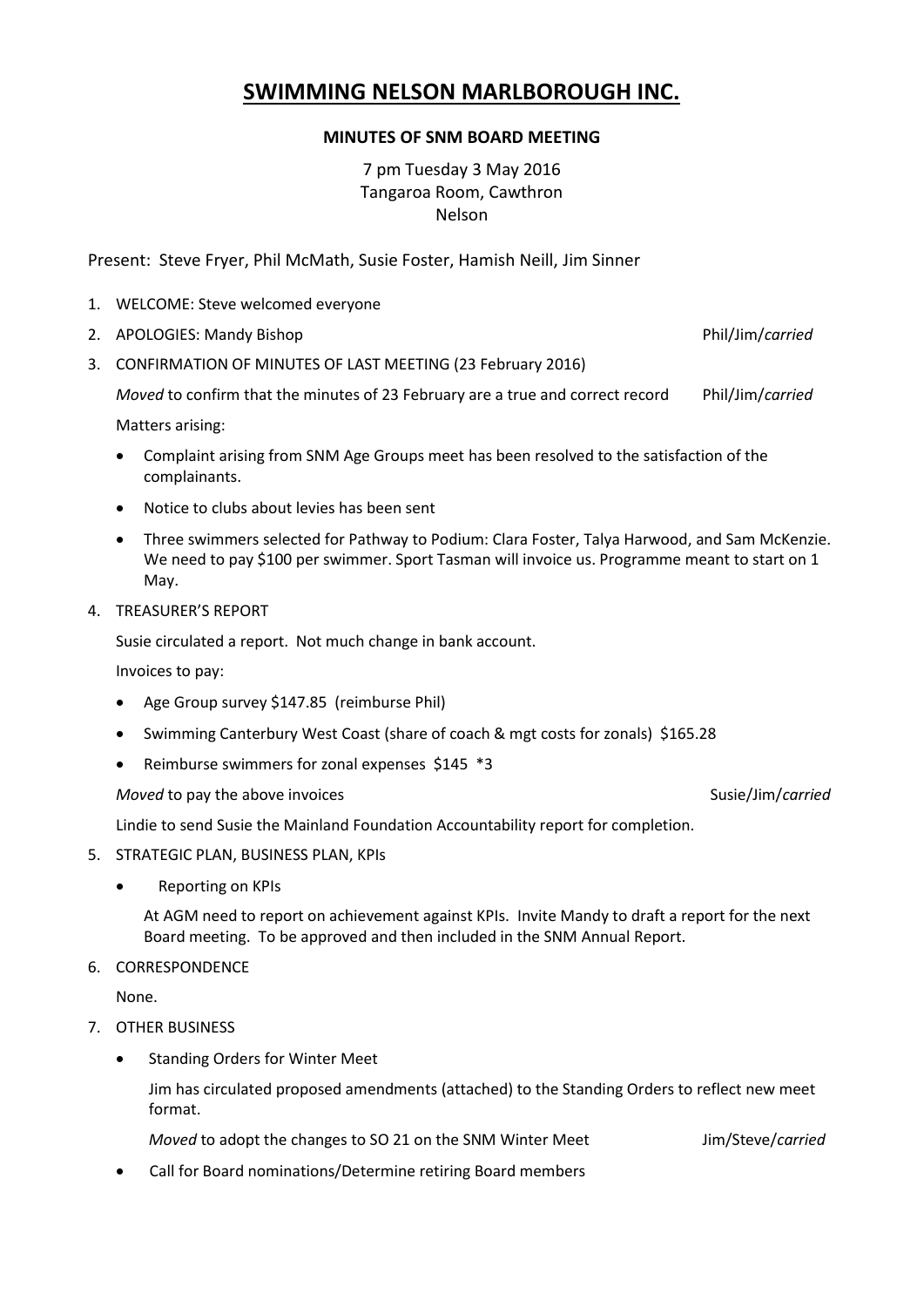# SWIMMING NELSON MARLBOROUGH INC.

**MINUTES OF SNM BOARD MEETING**

7 pm Tuesday 3 May 2016
Tangaroa Room, Cawthron
Nelson

Present: Steve Fryer, Phil McMath, Susie Foster, Hamish Neill, Jim Sinner

1. WELCOME: Steve welcomed everyone
2. APOLOGIES: Mandy Bishop — Phil/Jim/*carried*
3. CONFIRMATION OF MINUTES OF LAST MEETING (23 February 2016)

   *Moved* to confirm that the minutes of 23 February are a true and correct record — Phil/Jim/*carried*

   Matters arising:

   - Complaint arising from SNM Age Groups meet has been resolved to the satisfaction of the complainants.
   - Notice to clubs about levies has been sent
   - Three swimmers selected for Pathway to Podium: Clara Foster, Talya Harwood, and Sam McKenzie. We need to pay $100 per swimmer. Sport Tasman will invoice us. Programme meant to start on 1 May.

4. TREASURER'S REPORT

   Susie circulated a report. Not much change in bank account.

   Invoices to pay:

   - Age Group survey $147.85 (reimburse Phil)
   - Swimming Canterbury West Coast (share of coach & mgt costs for zonals) $165.28
   - Reimburse swimmers for zonal expenses $145 *3

   *Moved* to pay the above invoices — Susie/Jim/*carried*

   Lindie to send Susie the Mainland Foundation Accountability report for completion.

5. STRATEGIC PLAN, BUSINESS PLAN, KPIs

   - Reporting on KPIs

   At AGM need to report on achievement against KPIs. Invite Mandy to draft a report for the next Board meeting. To be approved and then included in the SNM Annual Report.

6. CORRESPONDENCE

   None.

7. OTHER BUSINESS

   - Standing Orders for Winter Meet

     Jim has circulated proposed amendments (attached) to the Standing Orders to reflect new meet format.

     *Moved* to adopt the changes to SO 21 on the SNM Winter Meet — Jim/Steve/*carried*

   - Call for Board nominations/Determine retiring Board members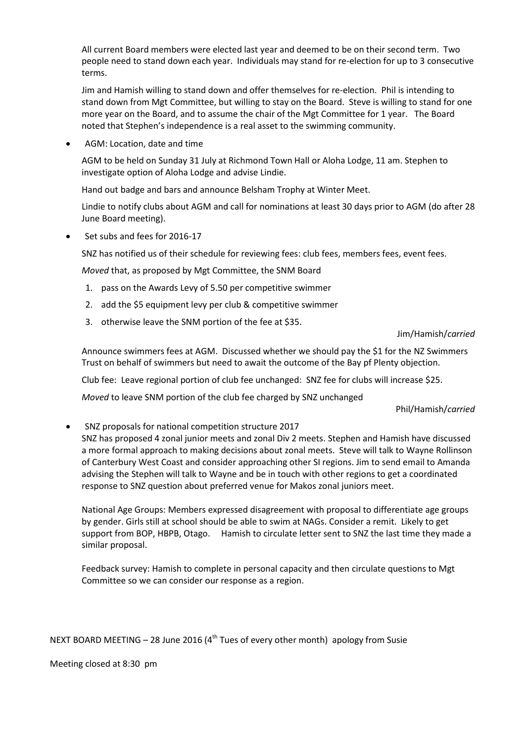All current Board members were elected last year and deemed to be on their second term. Two people need to stand down each year. Individuals may stand for re-election for up to 3 consecutive terms.

Jim and Hamish willing to stand down and offer themselves for re-election. Phil is intending to stand down from Mgt Committee, but willing to stay on the Board. Steve is willing to stand for one more year on the Board, and to assume the chair of the Mgt Committee for 1 year. The Board noted that Stephen's independence is a real asset to the swimming community.

- AGM: Location, date and time

AGM to be held on Sunday 31 July at Richmond Town Hall or Aloha Lodge, 11 am. Stephen to investigate option of Aloha Lodge and advise Lindie.

Hand out badge and bars and announce Belsham Trophy at Winter Meet.

Lindie to notify clubs about AGM and call for nominations at least 30 days prior to AGM (do after 28 June Board meeting).

- Set subs and fees for 2016-17

SNZ has notified us of their schedule for reviewing fees: club fees, members fees, event fees.

*Moved* that, as proposed by Mgt Committee, the SNM Board

1. pass on the Awards Levy of 5.50 per competitive swimmer
2. add the $5 equipment levy per club & competitive swimmer
3. otherwise leave the SNM portion of the fee at $35.

Jim/Hamish/*carried*

Announce swimmers fees at AGM. Discussed whether we should pay the $1 for the NZ Swimmers Trust on behalf of swimmers but need to await the outcome of the Bay pf Plenty objection.

Club fee: Leave regional portion of club fee unchanged: SNZ fee for clubs will increase $25.

*Moved* to leave SNM portion of the club fee charged by SNZ unchanged

Phil/Hamish/*carried*

- SNZ proposals for national competition structure 2017

SNZ has proposed 4 zonal junior meets and zonal Div 2 meets. Stephen and Hamish have discussed a more formal approach to making decisions about zonal meets. Steve will talk to Wayne Rollinson of Canterbury West Coast and consider approaching other SI regions. Jim to send email to Amanda advising the Stephen will talk to Wayne and be in touch with other regions to get a coordinated response to SNZ question about preferred venue for Makos zonal juniors meet.

National Age Groups: Members expressed disagreement with proposal to differentiate age groups by gender. Girls still at school should be able to swim at NAGs. Consider a remit. Likely to get support from BOP, HBPB, Otago. Hamish to circulate letter sent to SNZ the last time they made a similar proposal.

Feedback survey: Hamish to complete in personal capacity and then circulate questions to Mgt Committee so we can consider our response as a region.

NEXT BOARD MEETING – 28 June 2016 (4th Tues of every other month) apology from Susie

Meeting closed at 8:30 pm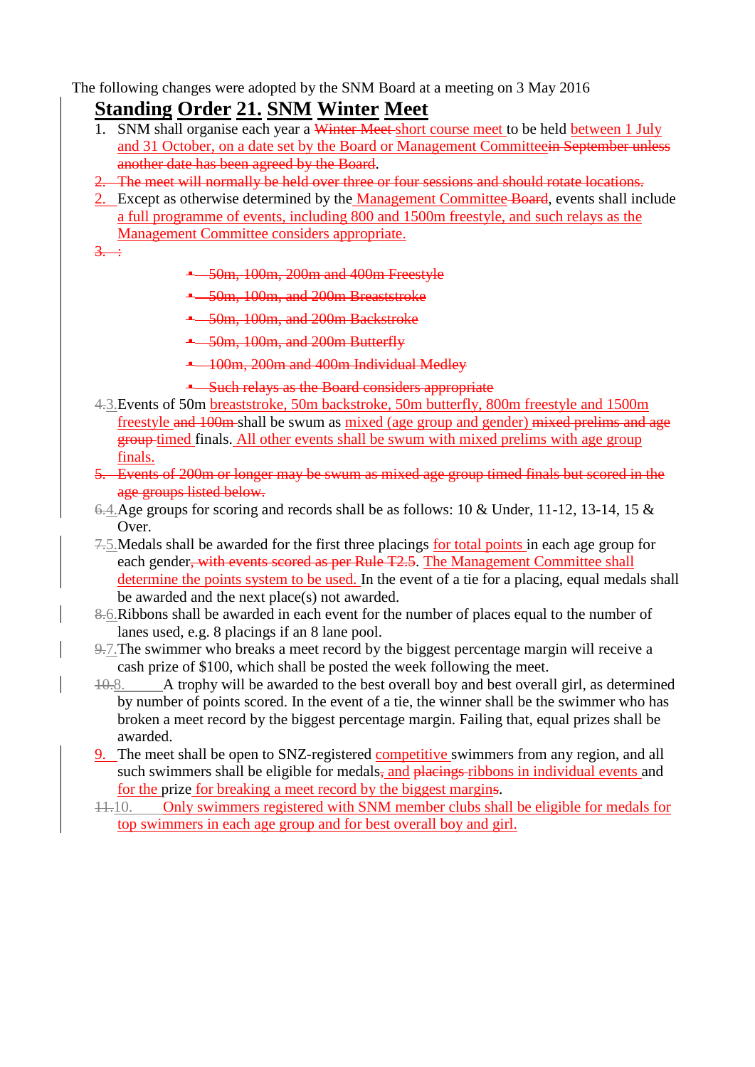The following changes were adopted by the SNM Board at a meeting on 3 May 2016

# Standing Order 21. SNM Winter Meet

1. SNM shall organise each year a ~~Winter Meet~~ short course meet to be held between 1 July and 31 October, on a date set by the Board or Management Committee~~in September unless another date has been agreed by the Board~~.

~~2. The meet will normally be held over three or four sessions and should rotate locations.~~

2. Except as otherwise determined by the Management Committee ~~Board~~, events shall include a full programme of events, including 800 and 1500m freestyle, and such relays as the Management Committee considers appropriate.

~~3. :~~

- ~~50m, 100m, 200m and 400m Freestyle~~
- ~~50m, 100m, and 200m Breaststroke~~
- ~~50m, 100m, and 200m Backstroke~~
- ~~50m, 100m, and 200m Butterfly~~
- ~~100m, 200m and 400m Individual Medley~~
- ~~Such relays as the Board considers appropriate~~

~~4.~~3. Events of 50m breaststroke, 50m backstroke, 50m butterfly, 800m freestyle and 1500m freestyle ~~and 100m~~ shall be swum as mixed (age group and gender) ~~mixed prelims and age group~~ timed finals. All other events shall be swum with mixed prelims with age group finals.

~~5. Events of 200m or longer may be swum as mixed age group timed finals but scored in the age groups listed below.~~

~~6.~~4. Age groups for scoring and records shall be as follows: 10 & Under, 11-12, 13-14, 15 & Over.

~~7.~~5. Medals shall be awarded for the first three placings for total points in each age group for each gender~~, with events scored as per Rule T2.5~~. The Management Committee shall determine the points system to be used. In the event of a tie for a placing, equal medals shall be awarded and the next place(s) not awarded.

~~8.~~6. Ribbons shall be awarded in each event for the number of places equal to the number of lanes used, e.g. 8 placings if an 8 lane pool.

~~9.~~7. The swimmer who breaks a meet record by the biggest percentage margin will receive a cash prize of $100, which shall be posted the week following the meet.

~~10.~~8. A trophy will be awarded to the best overall boy and best overall girl, as determined by number of points scored. In the event of a tie, the winner shall be the swimmer who has broken a meet record by the biggest percentage margin. Failing that, equal prizes shall be awarded.

9. The meet shall be open to SNZ-registered competitive swimmers from any region, and all such swimmers shall be eligible for medals~~,~~ and ~~placings~~ ribbons in individual events and for the prize for breaking a meet record by the biggest margin~~s~~.

~~11.~~10. Only swimmers registered with SNM member clubs shall be eligible for medals for top swimmers in each age group and for best overall boy and girl.